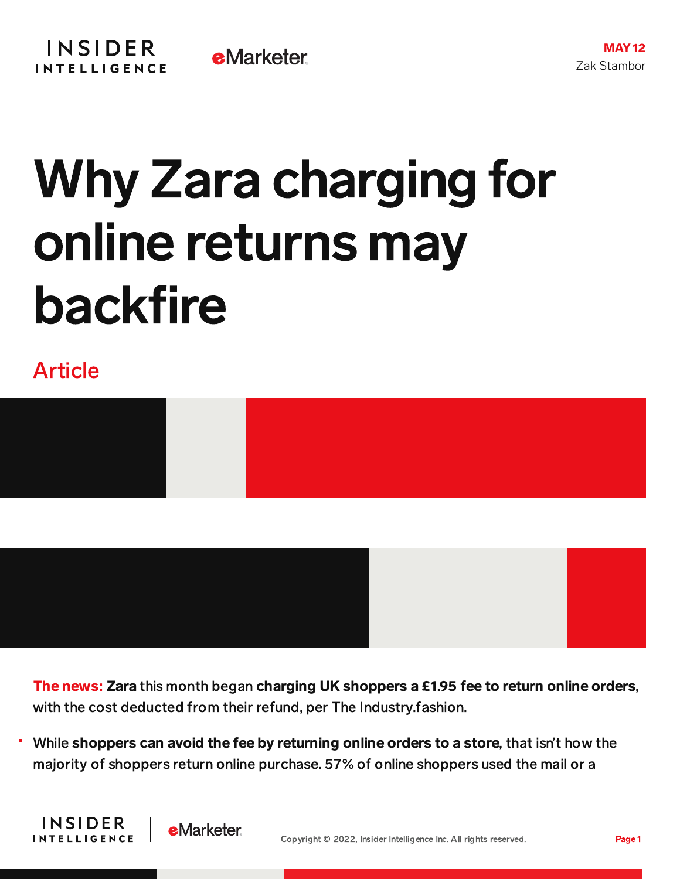MAY 12
Zak Stambor

# Why Zara charging for online returns may backfire

Article

**The news:** **Zara** this month began **charging UK shoppers a £1.95 fee to return online orders**, with the cost deducted from their refund, per The Industry.fashion.

- While **shoppers can avoid the fee by returning online orders to a store**, that isn't how the majority of shoppers return online purchase. 57% of online shoppers used the mail or a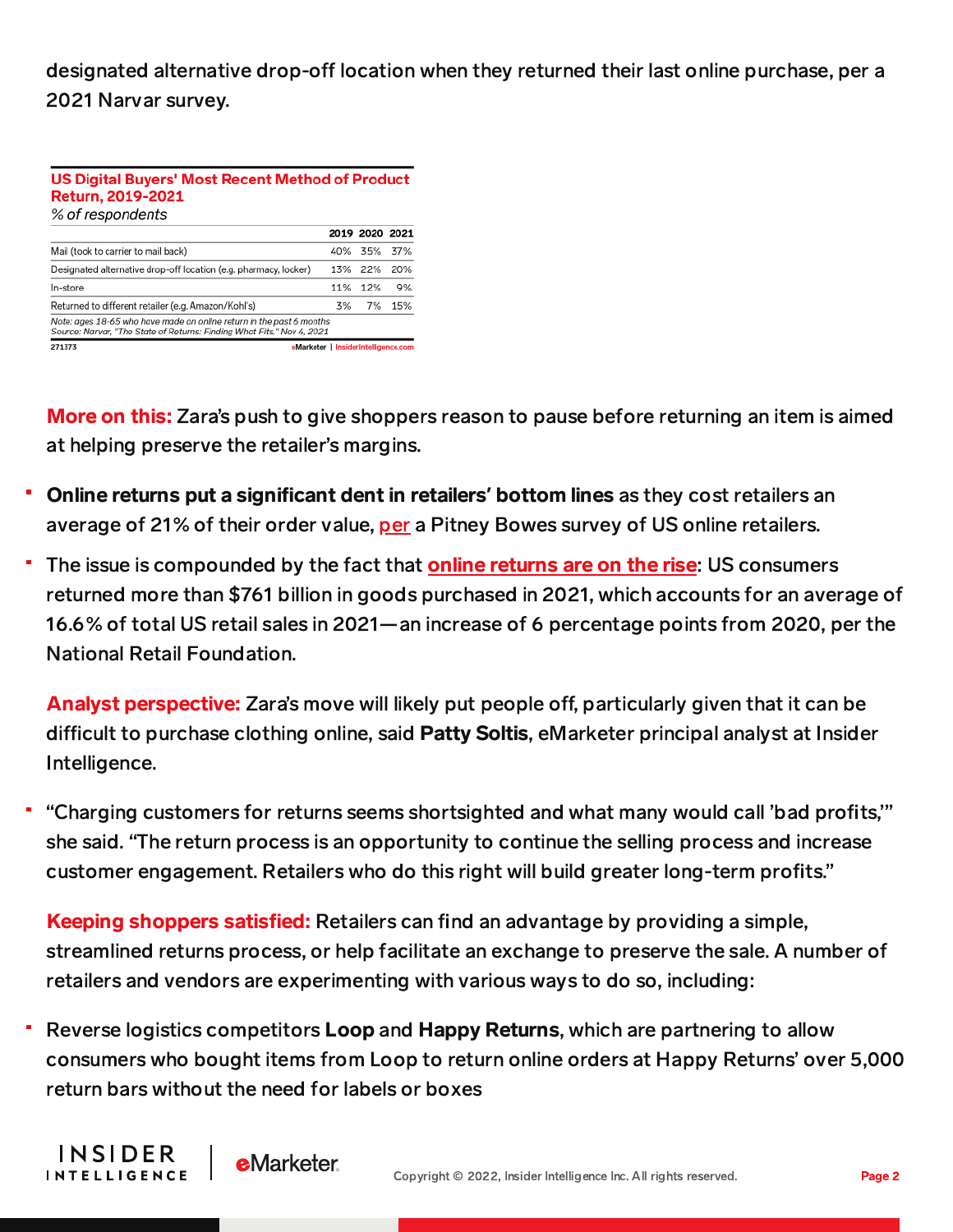designated alternative drop-off location when they returned their last online purchase, per a 2021 Narvar survey.

**US Digital Buyers' Most Recent Method of Product Return, 2019-2021**
*% of respondents*

| | 2019 | 2020 | 2021 |
|---|---|---|---|
| Mail (took to carrier to mail back) | 40% | 35% | 37% |
| Designated alternative drop-off location (e.g. pharmacy, locker) | 13% | 22% | 20% |
| In-store | 11% | 12% | 9% |
| Returned to different retailer (e.g. Amazon/Kohl's) | 3% | 7% | 15% |

*Note: ages 18-65 who have made an online return in the past 6 months*
*Source: Narvar, "The State of Returns: Finding What Fits," Nov 4, 2021*

271373 eMarketer | InsiderIntelligence.com

**More on this:** Zara's push to give shoppers reason to pause before returning an item is aimed at helping preserve the retailer's margins.

- **Online returns put a significant dent in retailers' bottom lines** as they cost retailers an average of 21% of their order value, per a Pitney Bowes survey of US online retailers.
- The issue is compounded by the fact that **online returns are on the rise**: US consumers returned more than $761 billion in goods purchased in 2021, which accounts for an average of 16.6% of total US retail sales in 2021—an increase of 6 percentage points from 2020, per the National Retail Foundation.

**Analyst perspective:** Zara's move will likely put people off, particularly given that it can be difficult to purchase clothing online, said **Patty Soltis**, eMarketer principal analyst at Insider Intelligence.

- "Charging customers for returns seems shortsighted and what many would call 'bad profits,'" she said. "The return process is an opportunity to continue the selling process and increase customer engagement. Retailers who do this right will build greater long-term profits."

**Keeping shoppers satisfied:** Retailers can find an advantage by providing a simple, streamlined returns process, or help facilitate an exchange to preserve the sale. A number of retailers and vendors are experimenting with various ways to do so, including:

- Reverse logistics competitors **Loop** and **Happy Returns**, which are partnering to allow consumers who bought items from Loop to return online orders at Happy Returns' over 5,000 return bars without the need for labels or boxes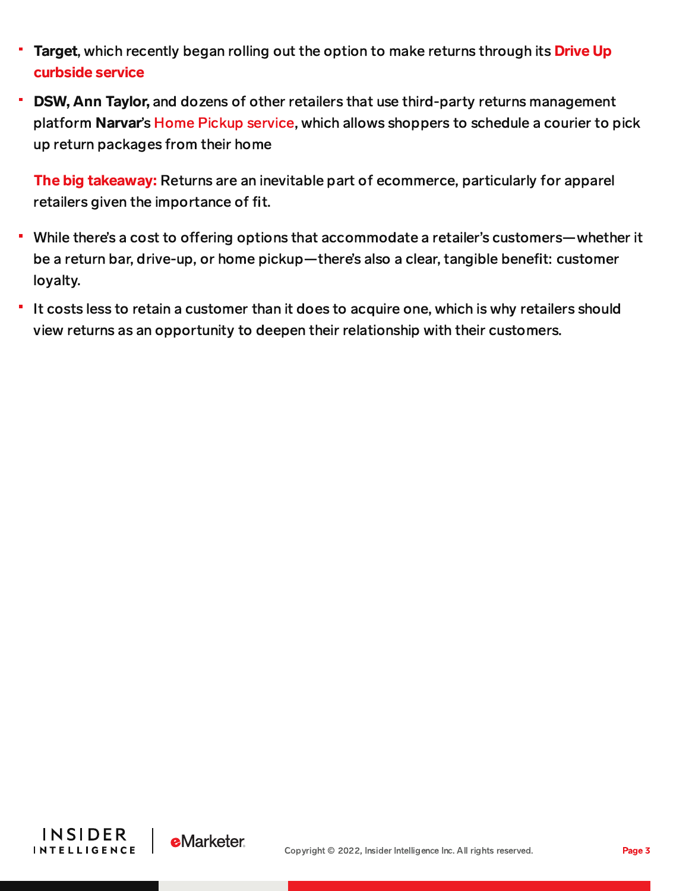- **Target**, which recently began rolling out the option to make returns through its **Drive Up curbside service**
- **DSW, Ann Taylor,** and dozens of other retailers that use third-party returns management platform **Narvar**'s Home Pickup service, which allows shoppers to schedule a courier to pick up return packages from their home

**The big takeaway:** Returns are an inevitable part of ecommerce, particularly for apparel retailers given the importance of fit.

- While there's a cost to offering options that accommodate a retailer's customers—whether it be a return bar, drive-up, or home pickup—there's also a clear, tangible benefit: customer loyalty.
- It costs less to retain a customer than it does to acquire one, which is why retailers should view returns as an opportunity to deepen their relationship with their customers.